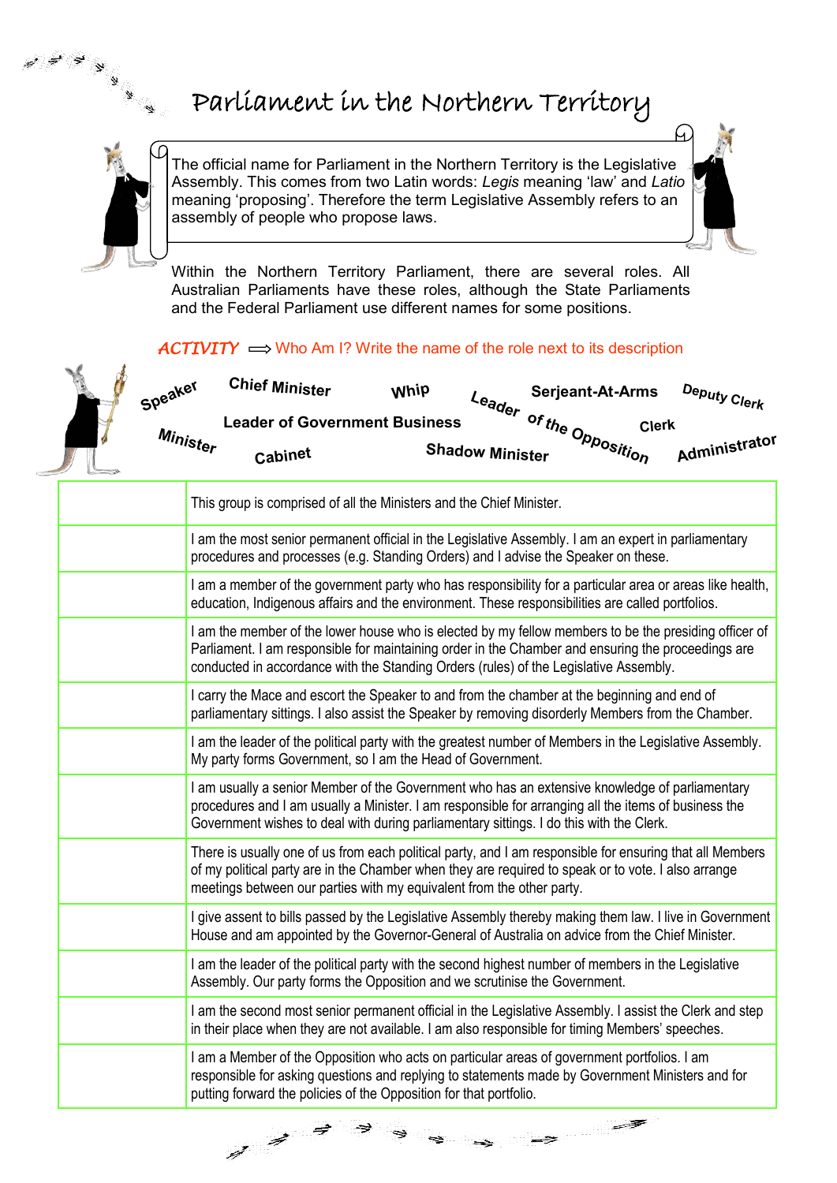# Parliament in the Northern Territory

The official name for Parliament in the Northern Territory is the Legislative Assembly. This comes from two Latin words: *Legis* meaning 'law' and *Latio* meaning 'proposing'. Therefore the term Legislative Assembly refers to an assembly of people who propose laws.

Within the Northern Territory Parliament, there are several roles. All Australian Parliaments have these roles, although the State Parliaments and the Federal Parliament use different names for some positions.

*ACTIVITY* ⟹ Who Am I? Write the name of the role next to its description

**Speaker** **Chief Minister** **Whip** **Leader of the Opposition** **Serjeant-At-Arms** **Deputy Clerk** **Leader of Government Business** **Clerk** **Minister** **Cabinet** **Shadow Minister** **Administrator**

| | |
|---|---|
| | This group is comprised of all the Ministers and the Chief Minister. |
| | I am the most senior permanent official in the Legislative Assembly. I am an expert in parliamentary procedures and processes (e.g. Standing Orders) and I advise the Speaker on these. |
| | I am a member of the government party who has responsibility for a particular area or areas like health, education, Indigenous affairs and the environment. These responsibilities are called portfolios. |
| | I am the member of the lower house who is elected by my fellow members to be the presiding officer of Parliament. I am responsible for maintaining order in the Chamber and ensuring the proceedings are conducted in accordance with the Standing Orders (rules) of the Legislative Assembly. |
| | I carry the Mace and escort the Speaker to and from the chamber at the beginning and end of parliamentary sittings. I also assist the Speaker by removing disorderly Members from the Chamber. |
| | I am the leader of the political party with the greatest number of Members in the Legislative Assembly. My party forms Government, so I am the Head of Government. |
| | I am usually a senior Member of the Government who has an extensive knowledge of parliamentary procedures and I am usually a Minister. I am responsible for arranging all the items of business the Government wishes to deal with during parliamentary sittings. I do this with the Clerk. |
| | There is usually one of us from each political party, and I am responsible for ensuring that all Members of my political party are in the Chamber when they are required to speak or to vote. I also arrange meetings between our parties with my equivalent from the other party. |
| | I give assent to bills passed by the Legislative Assembly thereby making them law. I live in Government House and am appointed by the Governor-General of Australia on advice from the Chief Minister. |
| | I am the leader of the political party with the second highest number of members in the Legislative Assembly. Our party forms the Opposition and we scrutinise the Government. |
| | I am the second most senior permanent official in the Legislative Assembly. I assist the Clerk and step in their place when they are not available. I am also responsible for timing Members' speeches. |
| | I am a Member of the Opposition who acts on particular areas of government portfolios. I am responsible for asking questions and replying to statements made by Government Ministers and for putting forward the policies of the Opposition for that portfolio. |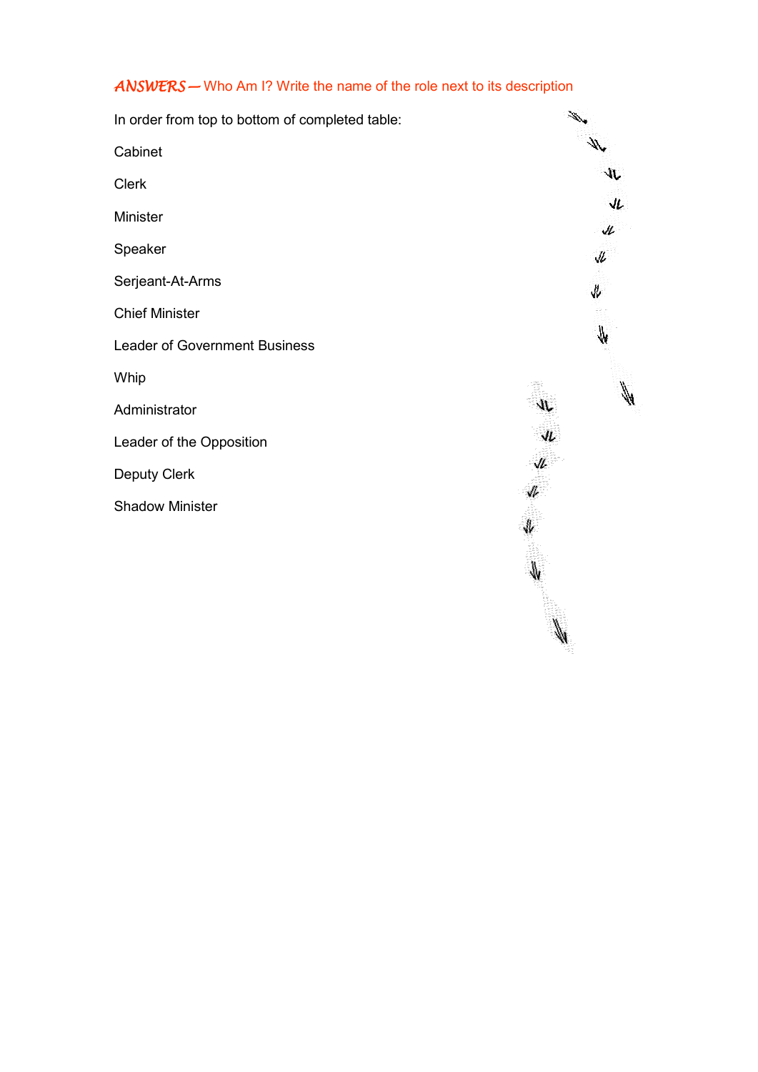*ANSWERS —* Who Am I? Write the name of the role next to its description

In order from top to bottom of completed table:

Cabinet

Clerk

Minister

Speaker

Serjeant-At-Arms

Chief Minister

Leader of Government Business

Whip

Administrator

Leader of the Opposition

Deputy Clerk

Shadow Minister